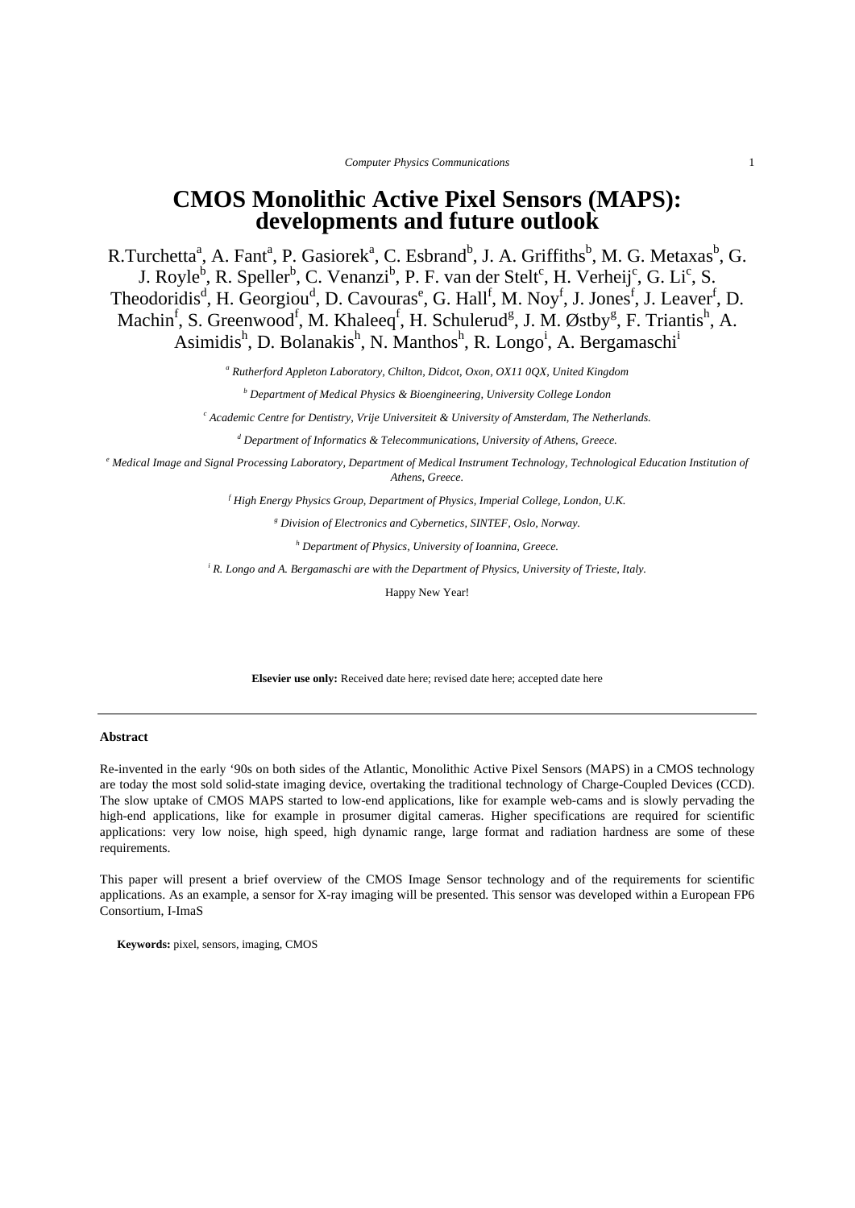# CMOS Monolithic Active Pixel Sensors (MAPS): developments and future outlook

R.Turchetta[a], A. Fant[a], P. Gasiorek[a], C. Esbrand[b], J. A. Griffiths[b], M. G. Metaxas[b], G. J. Royle[b], R. Speller[b], C. Venanzi[b], P. F. van der Stelt[c], H. Verheij[c], G. Li[c], S. Theodoridis[d], H. Georgiou[d], D. Cavouras[e], G. Hall[f], M. Noy[f], J. Jones[f], J. Leaver[f], D. Machin[f], S. Greenwood[f], M. Khaleeq[f], H. Schulerud[g], J. M. Østby[g], F. Triantis[h], A. Asimidis[h], D. Bolanakis[h], N. Manthos[h], R. Longo[i], A. Bergamaschi[i]

*[a] Rutherford Appleton Laboratory, Chilton, Didcot, Oxon, OX11 0QX, United Kingdom*

*[b] Department of Medical Physics & Bioengineering, University College London*

*[c] Academic Centre for Dentistry, Vrije Universiteit & University of Amsterdam, The Netherlands.*

*[d] Department of Informatics & Telecommunications, University of Athens, Greece.*

*[e] Medical Image and Signal Processing Laboratory, Department of Medical Instrument Technology, Technological Education Institution of Athens, Greece.*

*[f] High Energy Physics Group, Department of Physics, Imperial College, London, U.K.*

*[g] Division of Electronics and Cybernetics, SINTEF, Oslo, Norway.*

*[h] Department of Physics, University of Ioannina, Greece.*

*[i] R. Longo and A. Bergamaschi are with the Department of Physics, University of Trieste, Italy.*

Happy New Year!

**Elsevier use only:** Received date here; revised date here; accepted date here

---

**Abstract**

Re-invented in the early '90s on both sides of the Atlantic, Monolithic Active Pixel Sensors (MAPS) in a CMOS technology are today the most sold solid-state imaging device, overtaking the traditional technology of Charge-Coupled Devices (CCD). The slow uptake of CMOS MAPS started to low-end applications, like for example web-cams and is slowly pervading the high-end applications, like for example in prosumer digital cameras. Higher specifications are required for scientific applications: very low noise, high speed, high dynamic range, large format and radiation hardness are some of these requirements.

This paper will present a brief overview of the CMOS Image Sensor technology and of the requirements for scientific applications. As an example, a sensor for X-ray imaging will be presented. This sensor was developed within a European FP6 Consortium, I-ImaS

**Keywords:** pixel, sensors, imaging, CMOS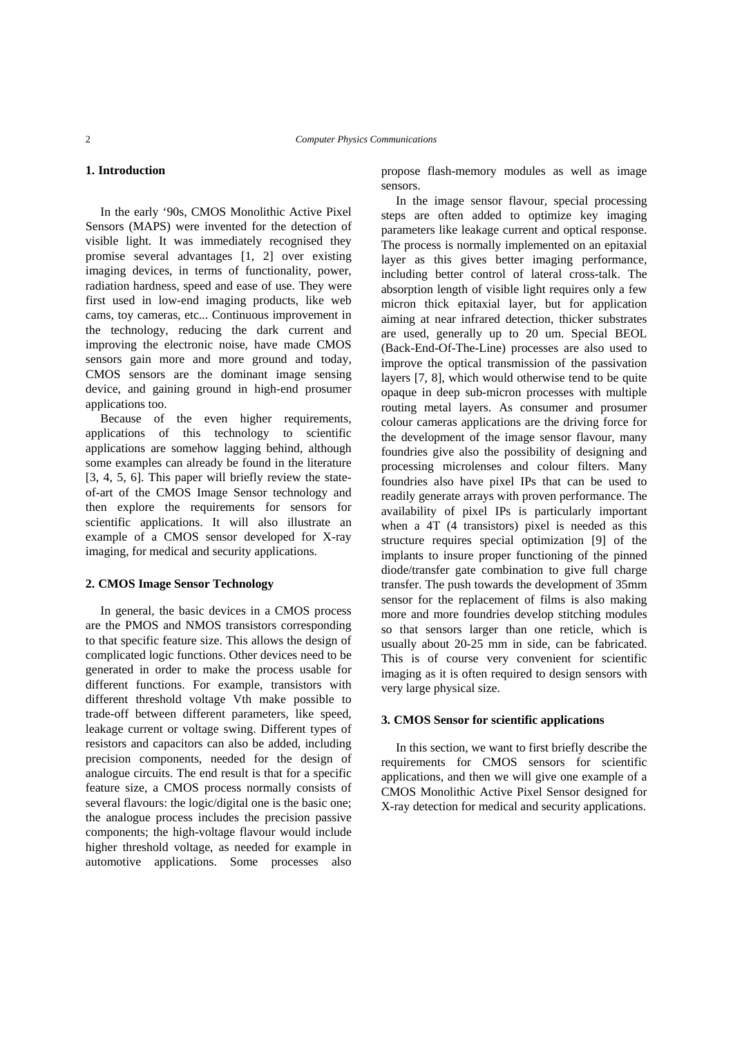## 1. Introduction

In the early '90s, CMOS Monolithic Active Pixel Sensors (MAPS) were invented for the detection of visible light. It was immediately recognised they promise several advantages [1, 2] over existing imaging devices, in terms of functionality, power, radiation hardness, speed and ease of use. They were first used in low-end imaging products, like web cams, toy cameras, etc... Continuous improvement in the technology, reducing the dark current and improving the electronic noise, have made CMOS sensors gain more and more ground and today, CMOS sensors are the dominant image sensing device, and gaining ground in high-end prosumer applications too.

Because of the even higher requirements, applications of this technology to scientific applications are somehow lagging behind, although some examples can already be found in the literature [3, 4, 5, 6]. This paper will briefly review the state-of-art of the CMOS Image Sensor technology and then explore the requirements for sensors for scientific applications. It will also illustrate an example of a CMOS sensor developed for X-ray imaging, for medical and security applications.

## 2. CMOS Image Sensor Technology

In general, the basic devices in a CMOS process are the PMOS and NMOS transistors corresponding to that specific feature size. This allows the design of complicated logic functions. Other devices need to be generated in order to make the process usable for different functions. For example, transistors with different threshold voltage Vth make possible to trade-off between different parameters, like speed, leakage current or voltage swing. Different types of resistors and capacitors can also be added, including precision components, needed for the design of analogue circuits. The end result is that for a specific feature size, a CMOS process normally consists of several flavours: the logic/digital one is the basic one; the analogue process includes the precision passive components; the high-voltage flavour would include higher threshold voltage, as needed for example in automotive applications. Some processes also propose flash-memory modules as well as image sensors.

In the image sensor flavour, special processing steps are often added to optimize key imaging parameters like leakage current and optical response. The process is normally implemented on an epitaxial layer as this gives better imaging performance, including better control of lateral cross-talk. The absorption length of visible light requires only a few micron thick epitaxial layer, but for application aiming at near infrared detection, thicker substrates are used, generally up to 20 um. Special BEOL (Back-End-Of-The-Line) processes are also used to improve the optical transmission of the passivation layers [7, 8], which would otherwise tend to be quite opaque in deep sub-micron processes with multiple routing metal layers. As consumer and prosumer colour cameras applications are the driving force for the development of the image sensor flavour, many foundries give also the possibility of designing and processing microlenses and colour filters. Many foundries also have pixel IPs that can be used to readily generate arrays with proven performance. The availability of pixel IPs is particularly important when a 4T (4 transistors) pixel is needed as this structure requires special optimization [9] of the implants to insure proper functioning of the pinned diode/transfer gate combination to give full charge transfer. The push towards the development of 35mm sensor for the replacement of films is also making more and more foundries develop stitching modules so that sensors larger than one reticle, which is usually about 20-25 mm in side, can be fabricated. This is of course very convenient for scientific imaging as it is often required to design sensors with very large physical size.

## 3. CMOS Sensor for scientific applications

In this section, we want to first briefly describe the requirements for CMOS sensors for scientific applications, and then we will give one example of a CMOS Monolithic Active Pixel Sensor designed for X-ray detection for medical and security applications.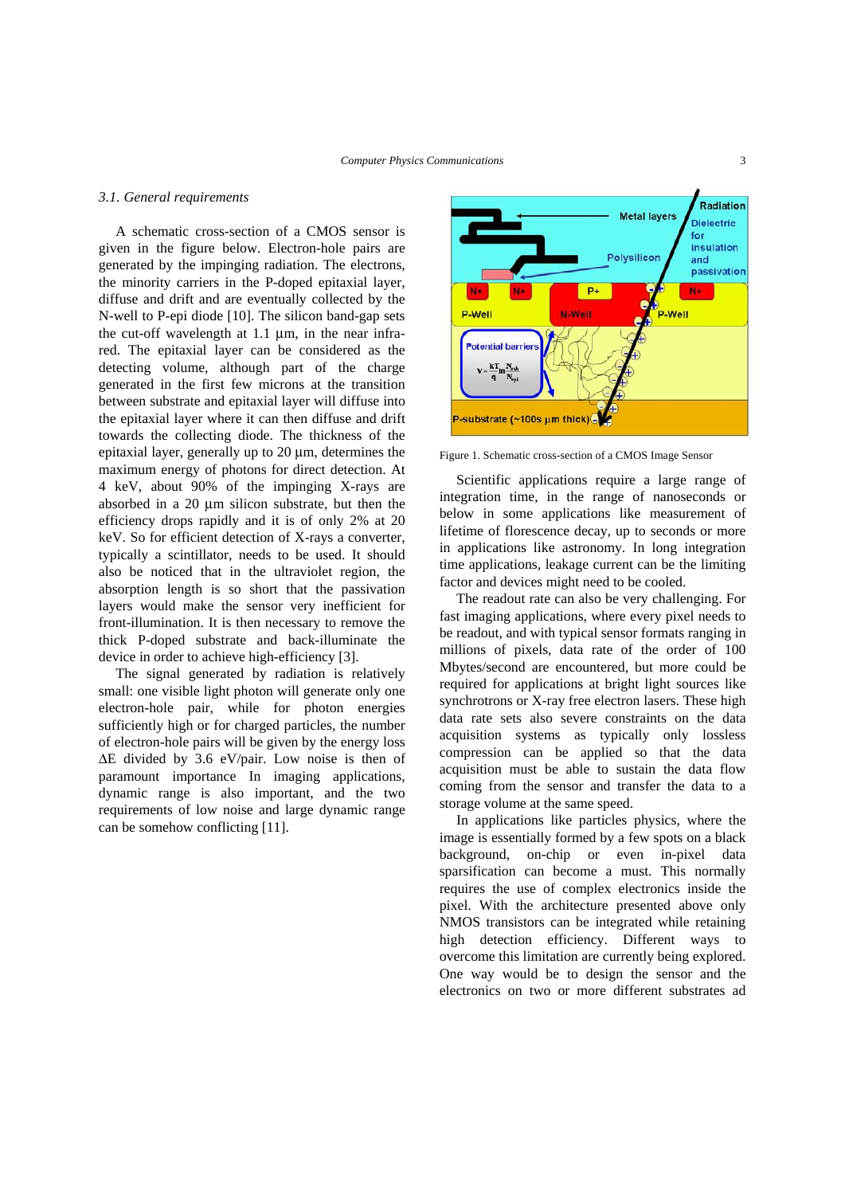### 3.1. General requirements

A schematic cross-section of a CMOS sensor is given in the figure below. Electron-hole pairs are generated by the impinging radiation. The electrons, the minority carriers in the P-doped epitaxial layer, diffuse and drift and are eventually collected by the N-well to P-epi diode [10]. The silicon band-gap sets the cut-off wavelength at 1.1 µm, in the near infra-red. The epitaxial layer can be considered as the detecting volume, although part of the charge generated in the first few microns at the transition between substrate and epitaxial layer will diffuse into the epitaxial layer where it can then diffuse and drift towards the collecting diode. The thickness of the epitaxial layer, generally up to 20 µm, determines the maximum energy of photons for direct detection. At 4 keV, about 90% of the impinging X-rays are absorbed in a 20 µm silicon substrate, but then the efficiency drops rapidly and it is of only 2% at 20 keV. So for efficient detection of X-rays a converter, typically a scintillator, needs to be used. It should also be noticed that in the ultraviolet region, the absorption length is so short that the passivation layers would make the sensor very inefficient for front-illumination. It is then necessary to remove the thick P-doped substrate and back-illuminate the device in order to achieve high-efficiency [3].

The signal generated by radiation is relatively small: one visible light photon will generate only one electron-hole pair, while for photon energies sufficiently high or for charged particles, the number of electron-hole pairs will be given by the energy loss $\Delta E$ divided by 3.6 eV/pair. Low noise is then of paramount importance In imaging applications, dynamic range is also important, and the two requirements of low noise and large dynamic range can be somehow conflicting [11].

Figure 1. Schematic cross-section of a CMOS Image Sensor

Scientific applications require a large range of integration time, in the range of nanoseconds or below in some applications like measurement of lifetime of florescence decay, up to seconds or more in applications like astronomy. In long integration time applications, leakage current can be the limiting factor and devices might need to be cooled.

The readout rate can also be very challenging. For fast imaging applications, where every pixel needs to be readout, and with typical sensor formats ranging in millions of pixels, data rate of the order of 100 Mbytes/second are encountered, but more could be required for applications at bright light sources like synchrotrons or X-ray free electron lasers. These high data rate sets also severe constraints on the data acquisition systems as typically only lossless compression can be applied so that the data acquisition must be able to sustain the data flow coming from the sensor and transfer the data to a storage volume at the same speed.

In applications like particles physics, where the image is essentially formed by a few spots on a black background, on-chip or even in-pixel data sparsification can become a must. This normally requires the use of complex electronics inside the pixel. With the architecture presented above only NMOS transistors can be integrated while retaining high detection efficiency. Different ways to overcome this limitation are currently being explored. One way would be to design the sensor and the electronics on two or more different substrates ad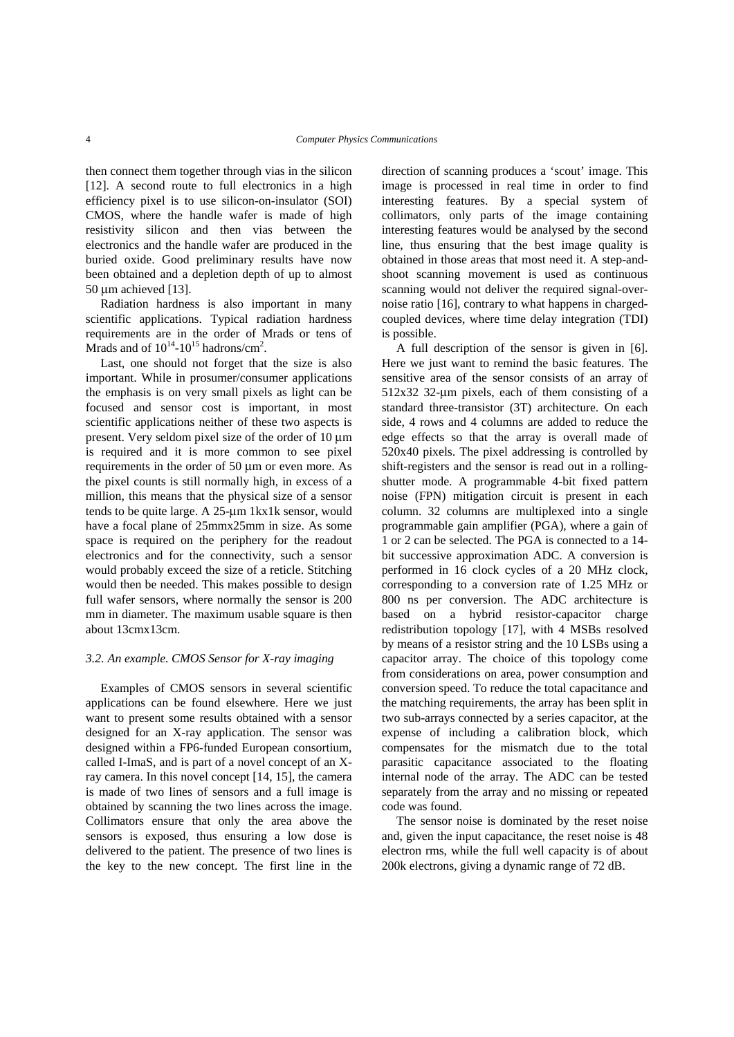then connect them together through vias in the silicon [12]. A second route to full electronics in a high efficiency pixel is to use silicon-on-insulator (SOI) CMOS, where the handle wafer is made of high resistivity silicon and then vias between the electronics and the handle wafer are produced in the buried oxide. Good preliminary results have now been obtained and a depletion depth of up to almost 50 μm achieved [13].

Radiation hardness is also important in many scientific applications. Typical radiation hardness requirements are in the order of Mrads or tens of Mrads and of $10^{14}$-$10^{15}$ hadrons/cm$^2$.

Last, one should not forget that the size is also important. While in prosumer/consumer applications the emphasis is on very small pixels as light can be focused and sensor cost is important, in most scientific applications neither of these two aspects is present. Very seldom pixel size of the order of 10 μm is required and it is more common to see pixel requirements in the order of 50 μm or even more. As the pixel counts is still normally high, in excess of a million, this means that the physical size of a sensor tends to be quite large. A 25-μm 1kx1k sensor, would have a focal plane of 25mmx25mm in size. As some space is required on the periphery for the readout electronics and for the connectivity, such a sensor would probably exceed the size of a reticle. Stitching would then be needed. This makes possible to design full wafer sensors, where normally the sensor is 200 mm in diameter. The maximum usable square is then about 13cmx13cm.

### *3.2. An example. CMOS Sensor for X-ray imaging*

Examples of CMOS sensors in several scientific applications can be found elsewhere. Here we just want to present some results obtained with a sensor designed for an X-ray application. The sensor was designed within a FP6-funded European consortium, called I-ImaS, and is part of a novel concept of an X-ray camera. In this novel concept [14, 15], the camera is made of two lines of sensors and a full image is obtained by scanning the two lines across the image. Collimators ensure that only the area above the sensors is exposed, thus ensuring a low dose is delivered to the patient. The presence of two lines is the key to the new concept. The first line in the direction of scanning produces a 'scout' image. This image is processed in real time in order to find interesting features. By a special system of collimators, only parts of the image containing interesting features would be analysed by the second line, thus ensuring that the best image quality is obtained in those areas that most need it. A step-and-shoot scanning movement is used as continuous scanning would not deliver the required signal-over-noise ratio [16], contrary to what happens in charged-coupled devices, where time delay integration (TDI) is possible.

A full description of the sensor is given in [6]. Here we just want to remind the basic features. The sensitive area of the sensor consists of an array of 512x32 32-μm pixels, each of them consisting of a standard three-transistor (3T) architecture. On each side, 4 rows and 4 columns are added to reduce the edge effects so that the array is overall made of 520x40 pixels. The pixel addressing is controlled by shift-registers and the sensor is read out in a rolling-shutter mode. A programmable 4-bit fixed pattern noise (FPN) mitigation circuit is present in each column. 32 columns are multiplexed into a single programmable gain amplifier (PGA), where a gain of 1 or 2 can be selected. The PGA is connected to a 14-bit successive approximation ADC. A conversion is performed in 16 clock cycles of a 20 MHz clock, corresponding to a conversion rate of 1.25 MHz or 800 ns per conversion. The ADC architecture is based on a hybrid resistor-capacitor charge redistribution topology [17], with 4 MSBs resolved by means of a resistor string and the 10 LSBs using a capacitor array. The choice of this topology come from considerations on area, power consumption and conversion speed. To reduce the total capacitance and the matching requirements, the array has been split in two sub-arrays connected by a series capacitor, at the expense of including a calibration block, which compensates for the mismatch due to the total parasitic capacitance associated to the floating internal node of the array. The ADC can be tested separately from the array and no missing or repeated code was found.

The sensor noise is dominated by the reset noise and, given the input capacitance, the reset noise is 48 electron rms, while the full well capacity is of about 200k electrons, giving a dynamic range of 72 dB.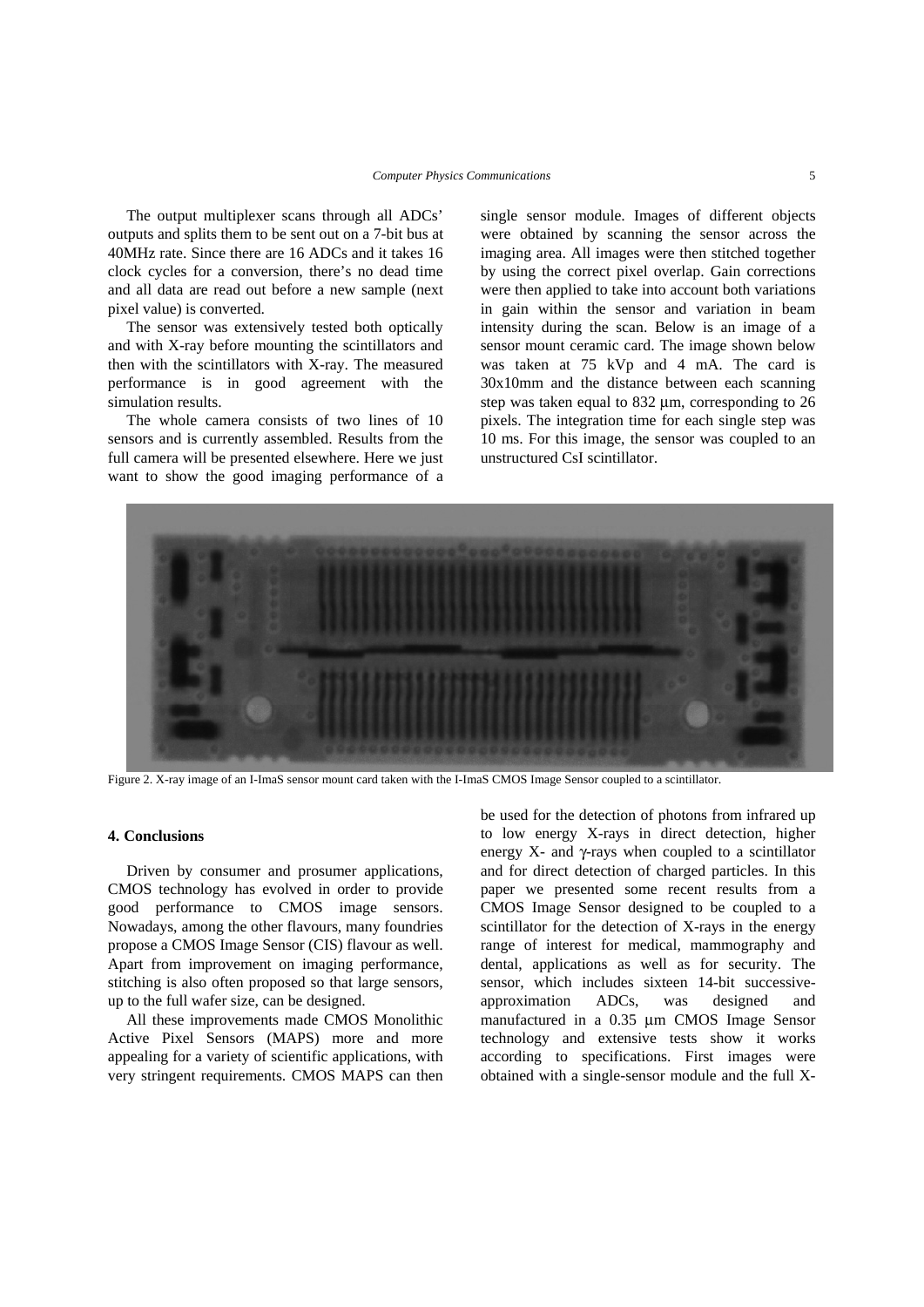The output multiplexer scans through all ADCs' outputs and splits them to be sent out on a 7-bit bus at 40MHz rate. Since there are 16 ADCs and it takes 16 clock cycles for a conversion, there's no dead time and all data are read out before a new sample (next pixel value) is converted.

The sensor was extensively tested both optically and with X-ray before mounting the scintillators and then with the scintillators with X-ray. The measured performance is in good agreement with the simulation results.

The whole camera consists of two lines of 10 sensors and is currently assembled. Results from the full camera will be presented elsewhere. Here we just want to show the good imaging performance of a single sensor module. Images of different objects were obtained by scanning the sensor across the imaging area. All images were then stitched together by using the correct pixel overlap. Gain corrections were then applied to take into account both variations in gain within the sensor and variation in beam intensity during the scan. Below is an image of a sensor mount ceramic card. The image shown below was taken at 75 kVp and 4 mA. The card is 30x10mm and the distance between each scanning step was taken equal to 832 µm, corresponding to 26 pixels. The integration time for each single step was 10 ms. For this image, the sensor was coupled to an unstructured CsI scintillator.

Figure 2. X-ray image of an I-ImaS sensor mount card taken with the I-ImaS CMOS Image Sensor coupled to a scintillator.

## 4. Conclusions

Driven by consumer and prosumer applications, CMOS technology has evolved in order to provide good performance to CMOS image sensors. Nowadays, among the other flavours, many foundries propose a CMOS Image Sensor (CIS) flavour as well. Apart from improvement on imaging performance, stitching is also often proposed so that large sensors, up to the full wafer size, can be designed.

All these improvements made CMOS Monolithic Active Pixel Sensors (MAPS) more and more appealing for a variety of scientific applications, with very stringent requirements. CMOS MAPS can then be used for the detection of photons from infrared up to low energy X-rays in direct detection, higher energy X- and γ-rays when coupled to a scintillator and for direct detection of charged particles. In this paper we presented some recent results from a CMOS Image Sensor designed to be coupled to a scintillator for the detection of X-rays in the energy range of interest for medical, mammography and dental, applications as well as for security. The sensor, which includes sixteen 14-bit successive-approximation ADCs, was designed and manufactured in a 0.35 µm CMOS Image Sensor technology and extensive tests show it works according to specifications. First images were obtained with a single-sensor module and the full X-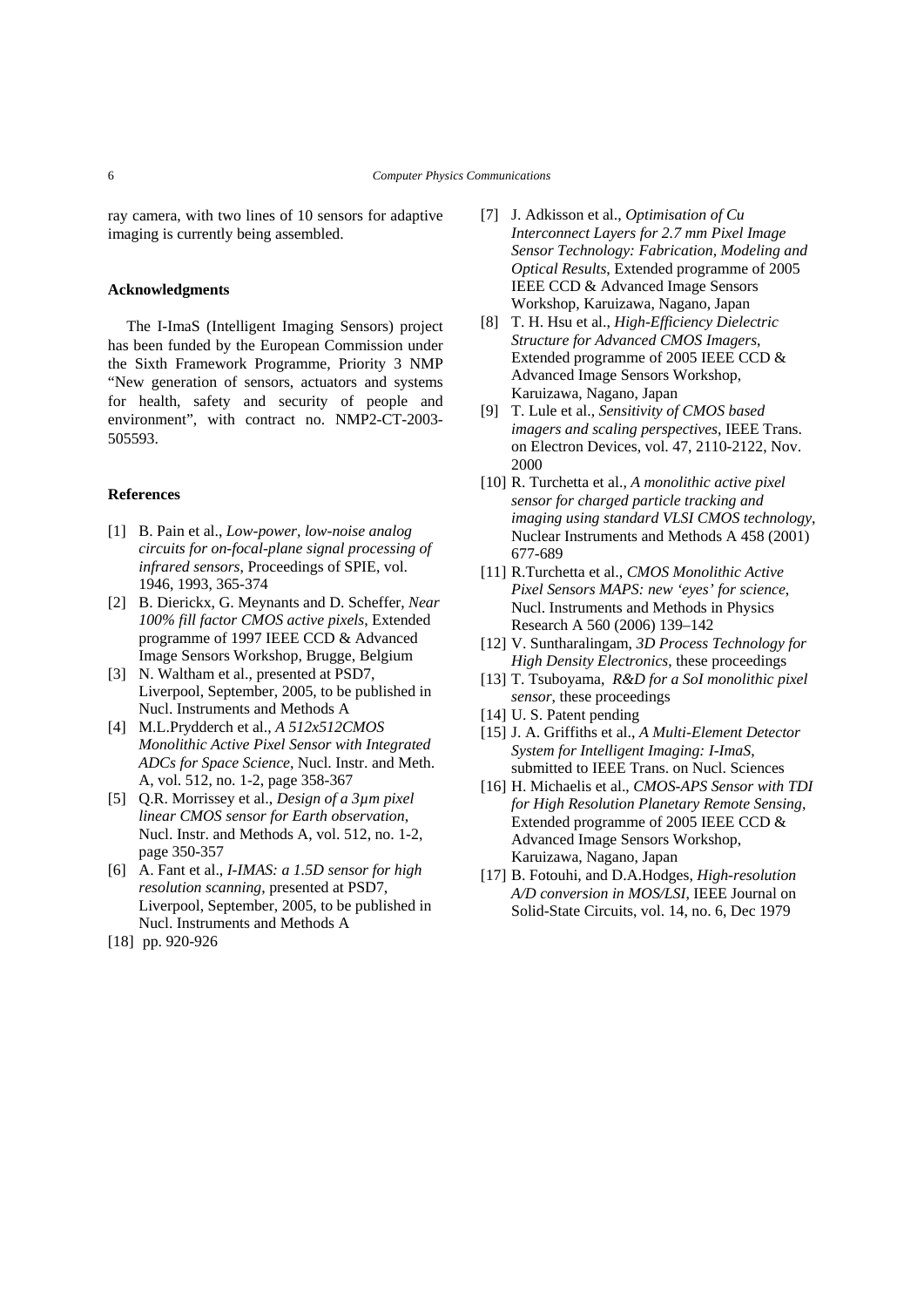ray camera, with two lines of 10 sensors for adaptive imaging is currently being assembled.

### Acknowledgments

The I-ImaS (Intelligent Imaging Sensors) project has been funded by the European Commission under the Sixth Framework Programme, Priority 3 NMP "New generation of sensors, actuators and systems for health, safety and security of people and environment", with contract no. NMP2-CT-2003-505593.

### References

[1] B. Pain et al., *Low-power, low-noise analog circuits for on-focal-plane signal processing of infrared sensors*, Proceedings of SPIE, vol. 1946, 1993, 365-374

[2] B. Dierickx, G. Meynants and D. Scheffer, *Near 100% fill factor CMOS active pixels*, Extended programme of 1997 IEEE CCD & Advanced Image Sensors Workshop, Brugge, Belgium

[3] N. Waltham et al., presented at PSD7, Liverpool, September, 2005, to be published in Nucl. Instruments and Methods A

[4] M.L.Prydderch et al., *A 512x512CMOS Monolithic Active Pixel Sensor with Integrated ADCs for Space Science*, Nucl. Instr. and Meth. A, vol. 512, no. 1-2, page 358-367

[5] Q.R. Morrissey et al., *Design of a 3µm pixel linear CMOS sensor for Earth observation*, Nucl. Instr. and Methods A, vol. 512, no. 1-2, page 350-357

[6] A. Fant et al., *I-IMAS: a 1.5D sensor for high resolution scanning*, presented at PSD7, Liverpool, September, 2005, to be published in Nucl. Instruments and Methods A

[18] pp. 920-926

[7] J. Adkisson et al., *Optimisation of Cu Interconnect Layers for 2.7 mm Pixel Image Sensor Technology: Fabrication, Modeling and Optical Results*, Extended programme of 2005 IEEE CCD & Advanced Image Sensors Workshop, Karuizawa, Nagano, Japan

[8] T. H. Hsu et al., *High-Efficiency Dielectric Structure for Advanced CMOS Imagers*, Extended programme of 2005 IEEE CCD & Advanced Image Sensors Workshop, Karuizawa, Nagano, Japan

[9] T. Lule et al., *Sensitivity of CMOS based imagers and scaling perspectives*, IEEE Trans. on Electron Devices, vol. 47, 2110-2122, Nov. 2000

[10] R. Turchetta et al., *A monolithic active pixel sensor for charged particle tracking and imaging using standard VLSI CMOS technology*, Nuclear Instruments and Methods A 458 (2001) 677-689

[11] R.Turchetta et al., *CMOS Monolithic Active Pixel Sensors MAPS: new 'eyes' for science*, Nucl. Instruments and Methods in Physics Research A 560 (2006) 139–142

[12] V. Suntharalingam, *3D Process Technology for High Density Electronics*, these proceedings

[13] T. Tsuboyama, *R&D for a SoI monolithic pixel sensor*, these proceedings

[14] U. S. Patent pending

[15] J. A. Griffiths et al., *A Multi-Element Detector System for Intelligent Imaging: I-ImaS*, submitted to IEEE Trans. on Nucl. Sciences

[16] H. Michaelis et al., *CMOS-APS Sensor with TDI for High Resolution Planetary Remote Sensing*, Extended programme of 2005 IEEE CCD & Advanced Image Sensors Workshop, Karuizawa, Nagano, Japan

[17] B. Fotouhi, and D.A.Hodges, *High-resolution A/D conversion in MOS/LSI*, IEEE Journal on Solid-State Circuits, vol. 14, no. 6, Dec 1979